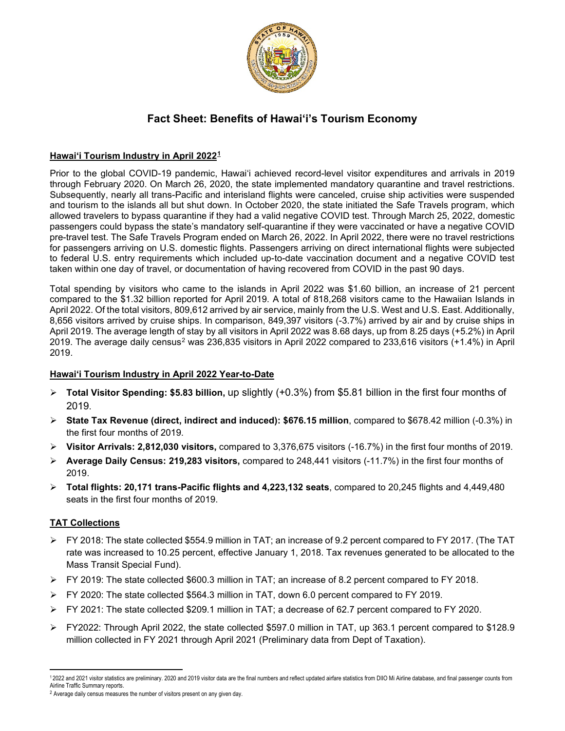# Fact Sheet: Benefits of Hawai'i's Tourism Economy

## Hawai'i Tourism Industry in April 2022[1]

Prior to the global COVID-19 pandemic, Hawai'i achieved record-level visitor expenditures and arrivals in 2019 through February 2020. On March 26, 2020, the state implemented mandatory quarantine and travel restrictions. Subsequently, nearly all trans-Pacific and interisland flights were canceled, cruise ship activities were suspended and tourism to the islands all but shut down. In October 2020, the state initiated the Safe Travels program, which allowed travelers to bypass quarantine if they had a valid negative COVID test. Through March 25, 2022, domestic passengers could bypass the state's mandatory self-quarantine if they were vaccinated or have a negative COVID pre-travel test. The Safe Travels Program ended on March 26, 2022. In April 2022, there were no travel restrictions for passengers arriving on U.S. domestic flights. Passengers arriving on direct international flights were subjected to federal U.S. entry requirements which included up-to-date vaccination document and a negative COVID test taken within one day of travel, or documentation of having recovered from COVID in the past 90 days.

Total spending by visitors who came to the islands in April 2022 was $1.60 billion, an increase of 21 percent compared to the $1.32 billion reported for April 2019. A total of 818,268 visitors came to the Hawaiian Islands in April 2022. Of the total visitors, 809,612 arrived by air service, mainly from the U.S. West and U.S. East. Additionally, 8,656 visitors arrived by cruise ships. In comparison, 849,397 visitors (-3.7%) arrived by air and by cruise ships in April 2019. The average length of stay by all visitors in April 2022 was 8.68 days, up from 8.25 days (+5.2%) in April 2019. The average daily census[2] was 236,835 visitors in April 2022 compared to 233,616 visitors (+1.4%) in April 2019.

## Hawai'i Tourism Industry in April 2022 Year-to-Date

- **Total Visitor Spending: $5.83 billion,** up slightly (+0.3%) from $5.81 billion in the first four months of 2019.
- **State Tax Revenue (direct, indirect and induced): $676.15 million**, compared to $678.42 million (-0.3%) in the first four months of 2019.
- **Visitor Arrivals: 2,812,030 visitors,** compared to 3,376,675 visitors (-16.7%) in the first four months of 2019.
- **Average Daily Census: 219,283 visitors,** compared to 248,441 visitors (-11.7%) in the first four months of 2019.
- **Total flights: 20,171 trans-Pacific flights and 4,223,132 seats**, compared to 20,245 flights and 4,449,480 seats in the first four months of 2019.

## TAT Collections

- FY 2018: The state collected $554.9 million in TAT; an increase of 9.2 percent compared to FY 2017. (The TAT rate was increased to 10.25 percent, effective January 1, 2018. Tax revenues generated to be allocated to the Mass Transit Special Fund).
- FY 2019: The state collected $600.3 million in TAT; an increase of 8.2 percent compared to FY 2018.
- FY 2020: The state collected $564.3 million in TAT, down 6.0 percent compared to FY 2019.
- FY 2021: The state collected $209.1 million in TAT; a decrease of 62.7 percent compared to FY 2020.
- FY2022: Through April 2022, the state collected $597.0 million in TAT, up 363.1 percent compared to $128.9 million collected in FY 2021 through April 2021 (Preliminary data from Dept of Taxation).

[1] 2022 and 2021 visitor statistics are preliminary. 2020 and 2019 visitor data are the final numbers and reflect updated airfare statistics from DIIO Mi Airline database, and final passenger counts from Airline Traffic Summary reports.

[2] Average daily census measures the number of visitors present on any given day.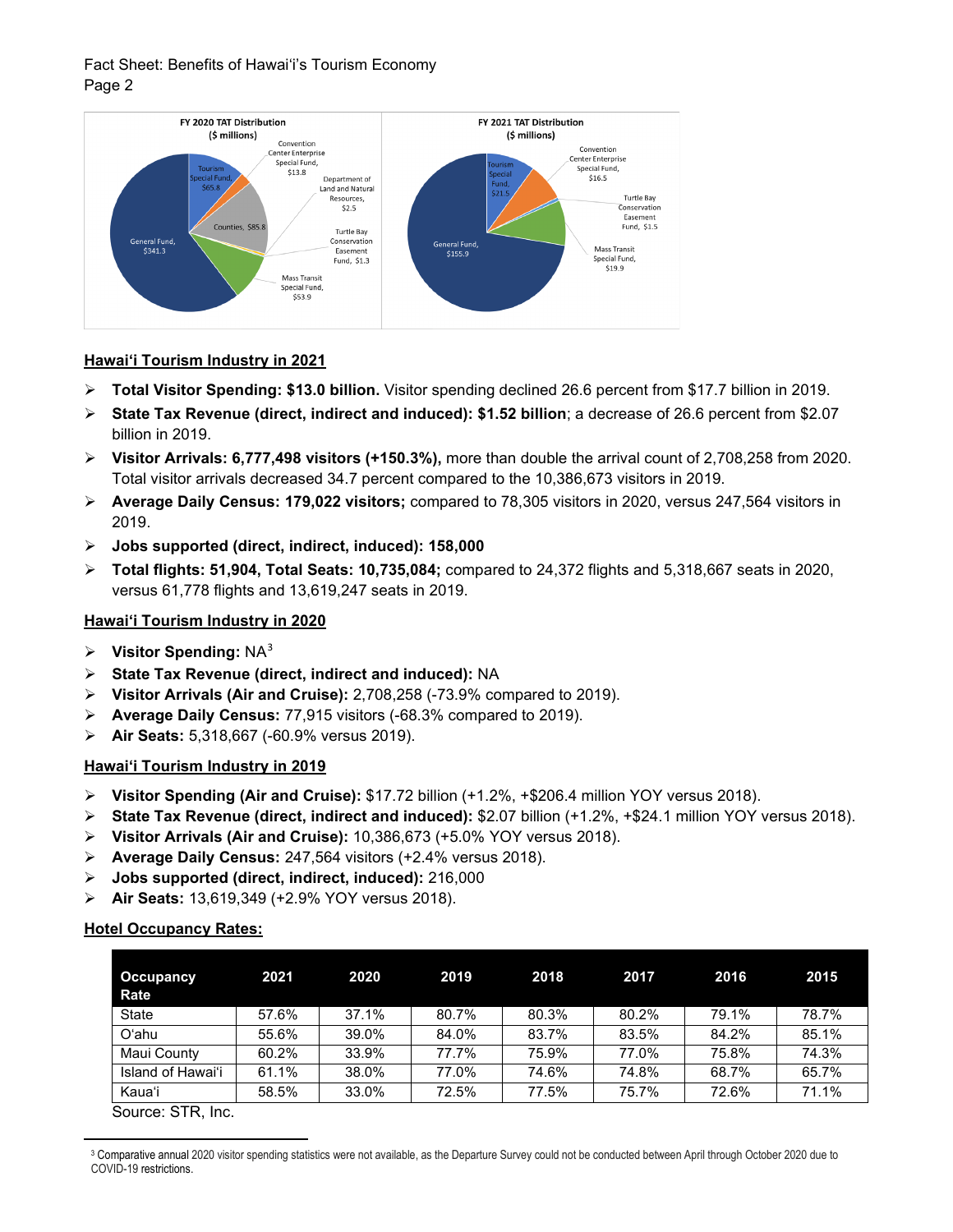**FY 2020 TAT Distribution ($ millions)**

General Fund, $341.3; Tourism Special Fund, $65.8; Convention Center Enterprise Special Fund, $13.8; Counties, $85.8; Department of Land and Natural Resources, $2.5; Turtle Bay Conservation Easement Fund, $1.3; Mass Transit Special Fund, $53.9

**FY 2021 TAT Distribution ($ millions)**

General Fund, $155.9; Tourism Special Fund, $21.5; Convention Center Enterprise Special Fund, $16.5; Turtle Bay Conservation Easement Fund, $1.5; Mass Transit Special Fund, $19.9

## Hawai'i Tourism Industry in 2021

- **Total Visitor Spending: $13.0 billion.** Visitor spending declined 26.6 percent from $17.7 billion in 2019.
- **State Tax Revenue (direct, indirect and induced): $1.52 billion**; a decrease of 26.6 percent from $2.07 billion in 2019.
- **Visitor Arrivals: 6,777,498 visitors (+150.3%),** more than double the arrival count of 2,708,258 from 2020. Total visitor arrivals decreased 34.7 percent compared to the 10,386,673 visitors in 2019.
- **Average Daily Census: 179,022 visitors;** compared to 78,305 visitors in 2020, versus 247,564 visitors in 2019.
- **Jobs supported (direct, indirect, induced): 158,000**
- **Total flights: 51,904, Total Seats: 10,735,084;** compared to 24,372 flights and 5,318,667 seats in 2020, versus 61,778 flights and 13,619,247 seats in 2019.

## Hawai'i Tourism Industry in 2020

- **Visitor Spending:** NA[3]
- **State Tax Revenue (direct, indirect and induced):** NA
- **Visitor Arrivals (Air and Cruise):** 2,708,258 (-73.9% compared to 2019).
- **Average Daily Census:** 77,915 visitors (-68.3% compared to 2019).
- **Air Seats:** 5,318,667 (-60.9% versus 2019).

## Hawai'i Tourism Industry in 2019

- **Visitor Spending (Air and Cruise):** $17.72 billion (+1.2%, +$206.4 million YOY versus 2018).
- **State Tax Revenue (direct, indirect and induced):** $2.07 billion (+1.2%, +$24.1 million YOY versus 2018).
- **Visitor Arrivals (Air and Cruise):** 10,386,673 (+5.0% YOY versus 2018).
- **Average Daily Census:** 247,564 visitors (+2.4% versus 2018).
- **Jobs supported (direct, indirect, induced):** 216,000
- **Air Seats:** 13,619,349 (+2.9% YOY versus 2018).

## Hotel Occupancy Rates:

| Occupancy Rate | 2021 | 2020 | 2019 | 2018 | 2017 | 2016 | 2015 |
|---|---|---|---|---|---|---|---|
| State | 57.6% | 37.1% | 80.7% | 80.3% | 80.2% | 79.1% | 78.7% |
| O'ahu | 55.6% | 39.0% | 84.0% | 83.7% | 83.5% | 84.2% | 85.1% |
| Maui County | 60.2% | 33.9% | 77.7% | 75.9% | 77.0% | 75.8% | 74.3% |
| Island of Hawai'i | 61.1% | 38.0% | 77.0% | 74.6% | 74.8% | 68.7% | 65.7% |
| Kaua'i | 58.5% | 33.0% | 72.5% | 77.5% | 75.7% | 72.6% | 71.1% |

Source: STR, Inc.

[3] Comparative annual 2020 visitor spending statistics were not available, as the Departure Survey could not be conducted between April through October 2020 due to COVID-19 restrictions.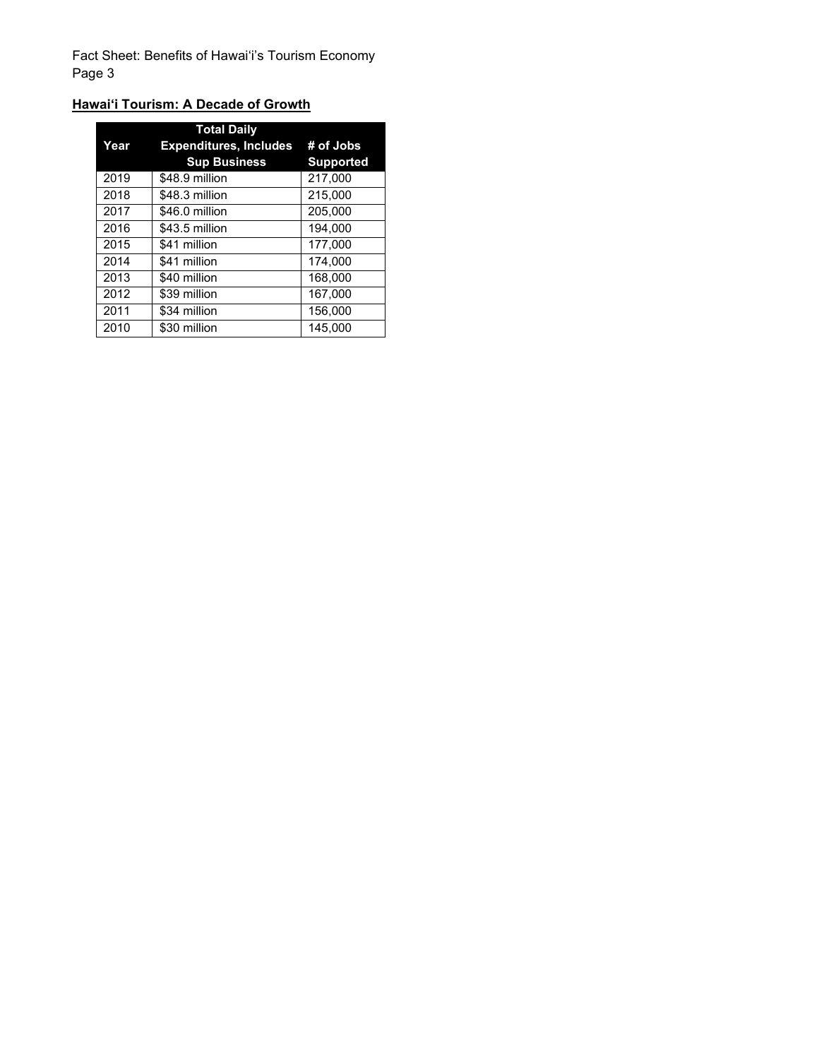## Hawaiʻi Tourism: A Decade of Growth

| Year | Total Daily Expenditures, Includes Sup Business | # of Jobs Supported |
|---|---|---|
| 2019 | $48.9 million | 217,000 |
| 2018 | $48.3 million | 215,000 |
| 2017 | $46.0 million | 205,000 |
| 2016 | $43.5 million | 194,000 |
| 2015 | $41 million | 177,000 |
| 2014 | $41 million | 174,000 |
| 2013 | $40 million | 168,000 |
| 2012 | $39 million | 167,000 |
| 2011 | $34 million | 156,000 |
| 2010 | $30 million | 145,000 |